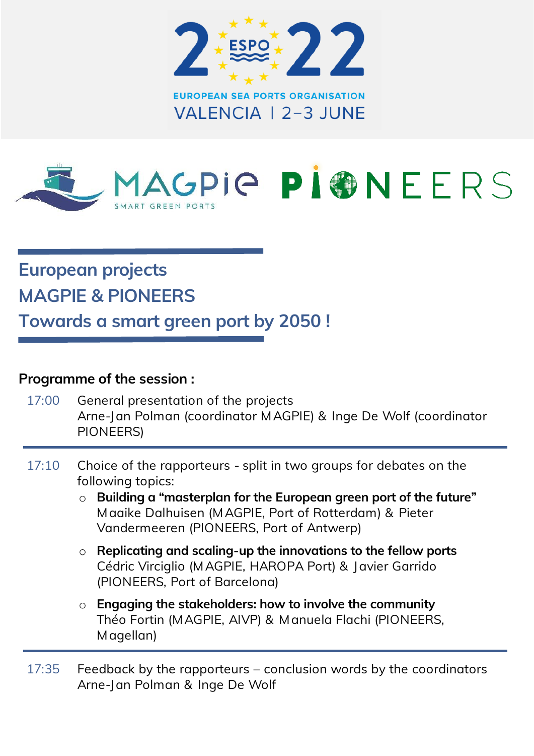2022 ESPO

EUROPEAN SEA PORTS ORGANISATION

VALENCIA | 2–3 JUNE

MAGPIE SMART GREEN PORTS PIONEERS

# European projects
# MAGPIE & PIONEERS
# Towards a smart green port by 2050 !

**Programme of the session :**

17:00 General presentation of the projects
Arne-Jan Polman (coordinator MAGPIE) & Inge De Wolf (coordinator PIONEERS)

17:10 Choice of the rapporteurs - split in two groups for debates on the following topics:

- **Building a "masterplan for the European green port of the future"**
  Maaike Dalhuisen (MAGPIE, Port of Rotterdam) & Pieter Vandermeeren (PIONEERS, Port of Antwerp)
- **Replicating and scaling-up the innovations to the fellow ports**
  Cédric Virciglio (MAGPIE, HAROPA Port) & Javier Garrido (PIONEERS, Port of Barcelona)
- **Engaging the stakeholders: how to involve the community**
  Théo Fortin (MAGPIE, AIVP) & Manuela Flachi (PIONEERS, Magellan)

17:35 Feedback by the rapporteurs – conclusion words by the coordinators
Arne-Jan Polman & Inge De Wolf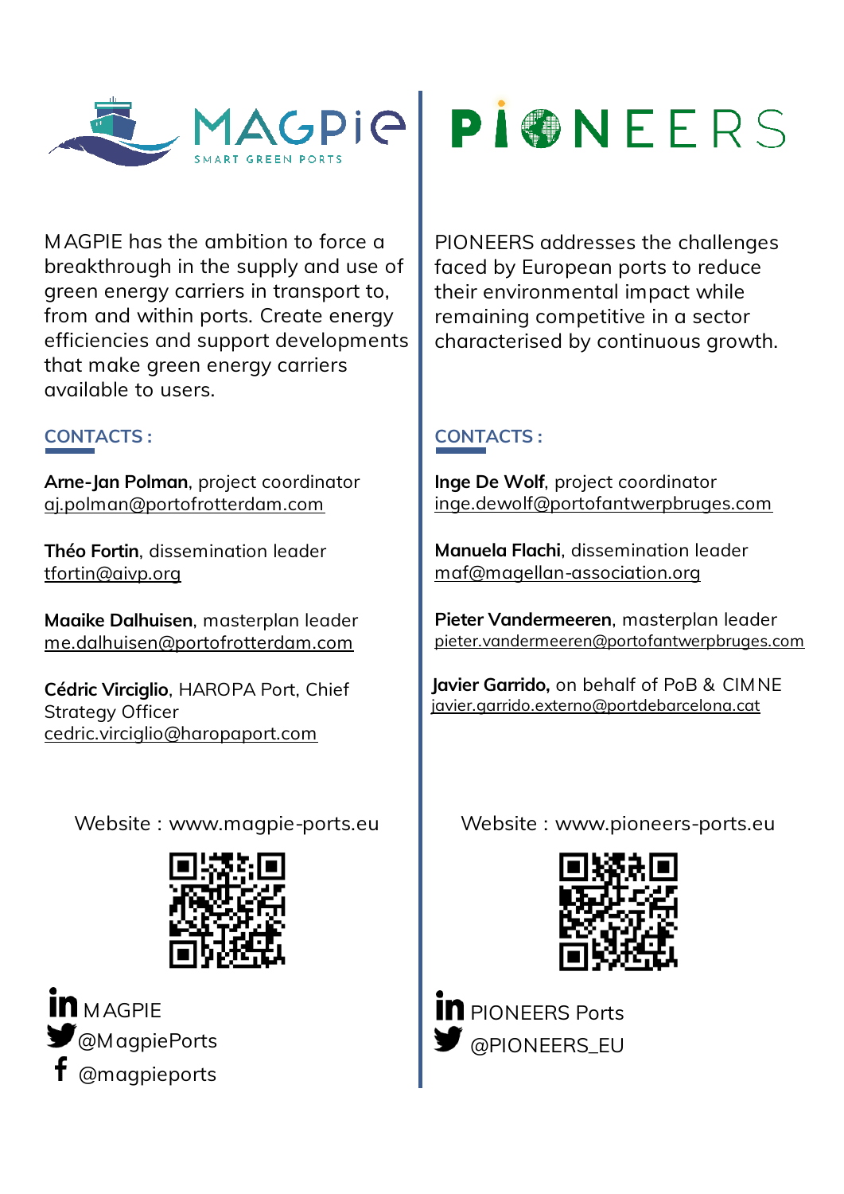# MAGPIE

SMART GREEN PORTS

MAGPIE has the ambition to force a breakthrough in the supply and use of green energy carriers in transport to, from and within ports. Create energy efficiencies and support developments that make green energy carriers available to users.

## CONTACTS :

**Arne-Jan Polman**, project coordinator
aj.polman@portofrotterdam.com

**Théo Fortin**, dissemination leader
tfortin@aivp.org

**Maaike Dalhuisen**, masterplan leader
me.dalhuisen@portofrotterdam.com

**Cédric Virciglio**, HAROPA Port, Chief Strategy Officer
cedric.virciglio@haropaport.com

Website : www.magpie-ports.eu

MAGPIE
@MagpiePorts
@magpieports

# PIONEERS

PIONEERS addresses the challenges faced by European ports to reduce their environmental impact while remaining competitive in a sector characterised by continuous growth.

## CONTACTS :

**Inge De Wolf**, project coordinator
inge.dewolf@portofantwerpbruges.com

**Manuela Flachi**, dissemination leader
maf@magellan-association.org

**Pieter Vandermeeren**, masterplan leader
pieter.vandermeeren@portofantwerpbruges.com

**Javier Garrido,** on behalf of PoB & CIMNE
javier.garrido.externo@portdebarcelona.cat

Website : www.pioneers-ports.eu

PIONEERS Ports
@PIONEERS_EU